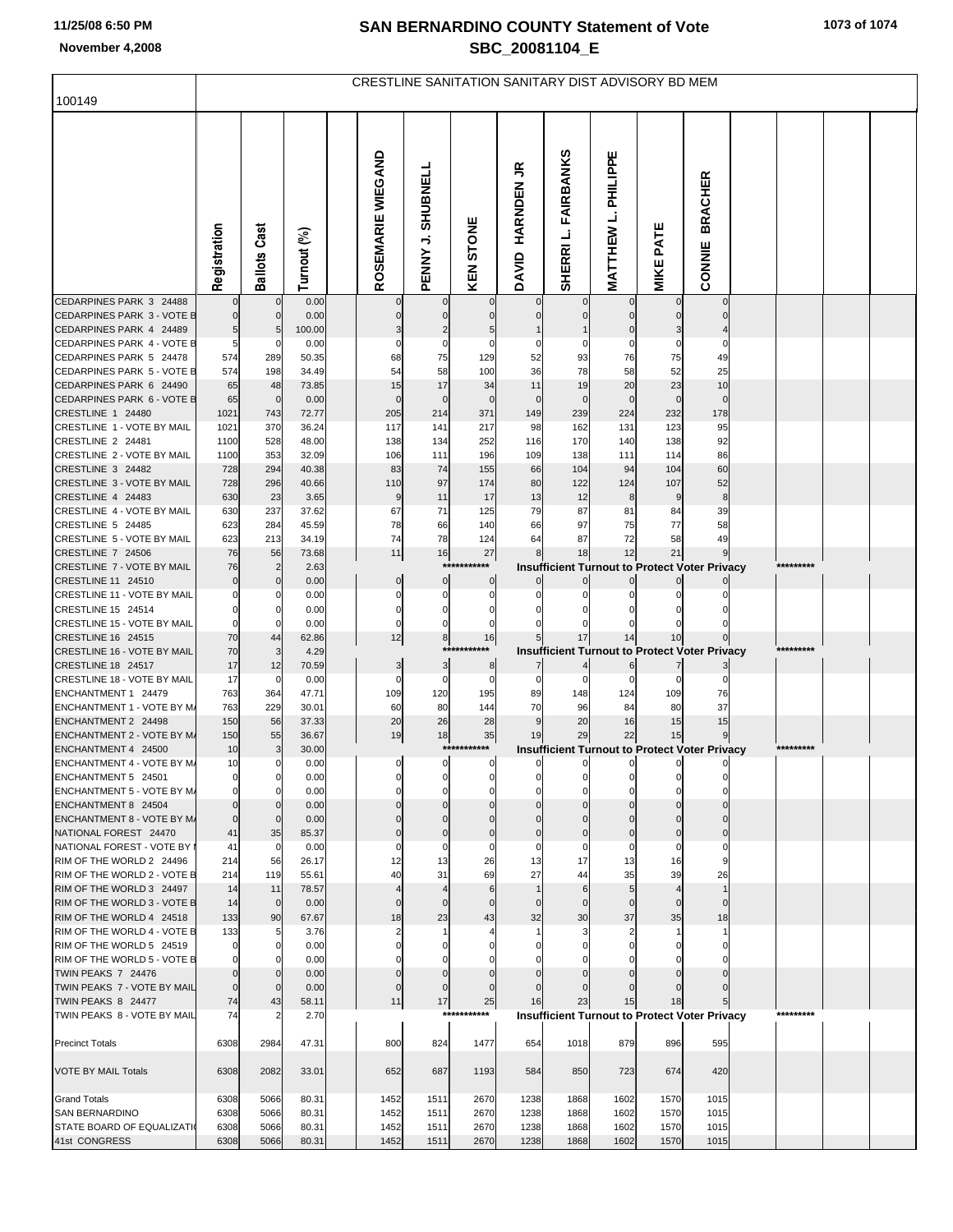# SAN BERNARDINO COUNTY Statement of Vote

## SBC_20081104_E

November 4,2008

100149

CRESTLINE SANITATION SANITARY DIST ADVISORY BD MEM

| | Registration | Ballots Cast | Turnout (%) | | ROSEMARIE WIEGAND | PENNY J. SHUBNELL | KEN STONE | DAVID HARNDEN JR | SHERRI L. FAIRBANKS | MATTHEW L. PHILIPPE | MIKE PATE | CONNIE BRACHER | | | | |
|---|---|---|---|---|---|---|---|---|---|---|---|---|---|---|---|---|
| CEDARPINES PARK 3 24488 | 0 | 0 | 0.00 | | 0 | 0 | 0 | 0 | 0 | 0 | 0 | 0 | | | | |
| CEDARPINES PARK 3 - VOTE B | 0 | 0 | 0.00 | | 0 | 0 | 0 | 0 | 0 | 0 | 0 | 0 | | | | |
| CEDARPINES PARK 4 24489 | 5 | 5 | 100.00 | | 3 | 2 | 5 | 1 | 1 | 0 | 3 | 4 | | | | |
| CEDARPINES PARK 4 - VOTE B | 5 | 0 | 0.00 | | 0 | 0 | 0 | 0 | 0 | 0 | 0 | 0 | | | | |
| CEDARPINES PARK 5 24478 | 574 | 289 | 50.35 | | 68 | 75 | 129 | 52 | 93 | 76 | 75 | 49 | | | | |
| CEDARPINES PARK 5 - VOTE B | 574 | 198 | 34.49 | | 54 | 58 | 100 | 36 | 78 | 58 | 52 | 25 | | | | |
| CEDARPINES PARK 6 24490 | 65 | 48 | 73.85 | | 15 | 17 | 34 | 11 | 19 | 20 | 23 | 10 | | | | |
| CEDARPINES PARK 6 - VOTE B | 65 | 0 | 0.00 | | 0 | 0 | 0 | 0 | 0 | 0 | 0 | 0 | | | | |
| CRESTLINE 1 24480 | 1021 | 743 | 72.77 | | 205 | 214 | 371 | 149 | 239 | 224 | 232 | 178 | | | | |
| CRESTLINE 1 - VOTE BY MAIL | 1021 | 370 | 36.24 | | 117 | 141 | 217 | 98 | 162 | 131 | 123 | 95 | | | | |
| CRESTLINE 2 24481 | 1100 | 528 | 48.00 | | 138 | 134 | 252 | 116 | 170 | 140 | 138 | 92 | | | | |
| CRESTLINE 2 - VOTE BY MAIL | 1100 | 353 | 32.09 | | 106 | 111 | 196 | 109 | 138 | 111 | 114 | 86 | | | | |
| CRESTLINE 3 24482 | 728 | 294 | 40.38 | | 83 | 74 | 155 | 66 | 104 | 94 | 104 | 60 | | | | |
| CRESTLINE 3 - VOTE BY MAIL | 728 | 296 | 40.66 | | 110 | 97 | 174 | 80 | 122 | 124 | 107 | 52 | | | | |
| CRESTLINE 4 24483 | 630 | 23 | 3.65 | | 9 | 11 | 17 | 13 | 12 | 8 | 9 | 8 | | | | |
| CRESTLINE 4 - VOTE BY MAIL | 630 | 237 | 37.62 | | 67 | 71 | 125 | 79 | 87 | 81 | 84 | 39 | | | | |
| CRESTLINE 5 24485 | 623 | 284 | 45.59 | | 78 | 66 | 140 | 66 | 97 | 75 | 77 | 58 | | | | |
| CRESTLINE 5 - VOTE BY MAIL | 623 | 213 | 34.19 | | 74 | 78 | 124 | 64 | 87 | 72 | 58 | 49 | | | | |
| CRESTLINE 7 24506 | 76 | 56 | 73.68 | | 11 | 16 | 27 | 8 | 18 | 12 | 21 | 9 | | | | |
| CRESTLINE 7 - VOTE BY MAIL | 76 | 2 | 2.63 | | | | *********** | Insufficient Turnout to Protect Voter Privacy | | | | | | ********* | | |
| CRESTLINE 11 24510 | 0 | 0 | 0.00 | | 0 | 0 | 0 | 0 | 0 | 0 | 0 | 0 | | | | |
| CRESTLINE 11 - VOTE BY MAIL | 0 | 0 | 0.00 | | 0 | 0 | 0 | 0 | 0 | 0 | 0 | 0 | | | | |
| CRESTLINE 15 24514 | 0 | 0 | 0.00 | | 0 | 0 | 0 | 0 | 0 | 0 | 0 | 0 | | | | |
| CRESTLINE 15 - VOTE BY MAIL | 0 | 0 | 0.00 | | 0 | 0 | 0 | 0 | 0 | 0 | 0 | 0 | | | | |
| CRESTLINE 16 24515 | 70 | 44 | 62.86 | | 12 | 8 | 16 | 5 | 17 | 14 | 10 | 0 | | | | |
| CRESTLINE 16 - VOTE BY MAIL | 70 | 3 | 4.29 | | | | *********** | Insufficient Turnout to Protect Voter Privacy | | | | | | ********* | | |
| CRESTLINE 18 24517 | 17 | 12 | 70.59 | | 3 | 3 | 8 | 7 | 4 | 6 | 7 | 3 | | | | |
| CRESTLINE 18 - VOTE BY MAIL | 17 | 0 | 0.00 | | 0 | 0 | 0 | 0 | 0 | 0 | 0 | 0 | | | | |
| ENCHANTMENT 1 24479 | 763 | 364 | 47.71 | | 109 | 120 | 195 | 89 | 148 | 124 | 109 | 76 | | | | |
| ENCHANTMENT 1 - VOTE BY MA | 763 | 229 | 30.01 | | 60 | 80 | 144 | 70 | 96 | 84 | 80 | 37 | | | | |
| ENCHANTMENT 2 24498 | 150 | 56 | 37.33 | | 20 | 26 | 28 | 9 | 20 | 16 | 15 | 15 | | | | |
| ENCHANTMENT 2 - VOTE BY MA | 150 | 55 | 36.67 | | 19 | 18 | 35 | 19 | 29 | 22 | 15 | 9 | | | | |
| ENCHANTMENT 4 24500 | 10 | 3 | 30.00 | | | | *********** | Insufficient Turnout to Protect Voter Privacy | | | | | | ********* | | |
| ENCHANTMENT 4 - VOTE BY MA | 10 | 0 | 0.00 | | 0 | 0 | 0 | 0 | 0 | 0 | 0 | 0 | | | | |
| ENCHANTMENT 5 24501 | 0 | 0 | 0.00 | | 0 | 0 | 0 | 0 | 0 | 0 | 0 | 0 | | | | |
| ENCHANTMENT 5 - VOTE BY MA | 0 | 0 | 0.00 | | 0 | 0 | 0 | 0 | 0 | 0 | 0 | 0 | | | | |
| ENCHANTMENT 8 24504 | 0 | 0 | 0.00 | | 0 | 0 | 0 | 0 | 0 | 0 | 0 | 0 | | | | |
| ENCHANTMENT 8 - VOTE BY MA | 0 | 0 | 0.00 | | 0 | 0 | 0 | 0 | 0 | 0 | 0 | 0 | | | | |
| NATIONAL FOREST 24470 | 41 | 35 | 85.37 | | 0 | 0 | 0 | 0 | 0 | 0 | 0 | 0 | | | | |
| NATIONAL FOREST - VOTE BY M | 41 | 0 | 0.00 | | 0 | 0 | 0 | 0 | 0 | 0 | 0 | 0 | | | | |
| RIM OF THE WORLD 2 24496 | 214 | 56 | 26.17 | | 12 | 13 | 26 | 13 | 17 | 13 | 16 | 9 | | | | |
| RIM OF THE WORLD 2 - VOTE B | 214 | 119 | 55.61 | | 40 | 31 | 69 | 27 | 44 | 35 | 39 | 26 | | | | |
| RIM OF THE WORLD 3 24497 | 14 | 11 | 78.57 | | 4 | 4 | 6 | 1 | 6 | 5 | 4 | 1 | | | | |
| RIM OF THE WORLD 3 - VOTE B | 14 | 0 | 0.00 | | 0 | 0 | 0 | 0 | 0 | 0 | 0 | 0 | | | | |
| RIM OF THE WORLD 4 24518 | 133 | 90 | 67.67 | | 18 | 23 | 43 | 32 | 30 | 37 | 35 | 18 | | | | |
| RIM OF THE WORLD 4 - VOTE B | 133 | 5 | 3.76 | | 2 | 1 | 4 | 1 | 3 | 2 | 1 | 1 | | | | |
| RIM OF THE WORLD 5 24519 | 0 | 0 | 0.00 | | 0 | 0 | 0 | 0 | 0 | 0 | 0 | 0 | | | | |
| RIM OF THE WORLD 5 - VOTE B | 0 | 0 | 0.00 | | 0 | 0 | 0 | 0 | 0 | 0 | 0 | 0 | | | | |
| TWIN PEAKS 7 24476 | 0 | 0 | 0.00 | | 0 | 0 | 0 | 0 | 0 | 0 | 0 | 0 | | | | |
| TWIN PEAKS 7 - VOTE BY MAIL | 0 | 0 | 0.00 | | 0 | 0 | 0 | 0 | 0 | 0 | 0 | 0 | | | | |
| TWIN PEAKS 8 24477 | 74 | 43 | 58.11 | | 11 | 17 | 25 | 16 | 23 | 15 | 18 | 5 | | | | |
| TWIN PEAKS 8 - VOTE BY MAIL | 74 | 2 | 2.70 | | | | *********** | Insufficient Turnout to Protect Voter Privacy | | | | | | ********* | | |
| Precinct Totals | 6308 | 2984 | 47.31 | | 800 | 824 | 1477 | 654 | 1018 | 879 | 896 | 595 | | | | |
| VOTE BY MAIL Totals | 6308 | 2082 | 33.01 | | 652 | 687 | 1193 | 584 | 850 | 723 | 674 | 420 | | | | |
| Grand Totals | 6308 | 5066 | 80.31 | | 1452 | 1511 | 2670 | 1238 | 1868 | 1602 | 1570 | 1015 | | | | |
| SAN BERNARDINO | 6308 | 5066 | 80.31 | | 1452 | 1511 | 2670 | 1238 | 1868 | 1602 | 1570 | 1015 | | | | |
| STATE BOARD OF EQUALIZATIO | 6308 | 5066 | 80.31 | | 1452 | 1511 | 2670 | 1238 | 1868 | 1602 | 1570 | 1015 | | | | |
| 41st CONGRESS | 6308 | 5066 | 80.31 | | 1452 | 1511 | 2670 | 1238 | 1868 | 1602 | 1570 | 1015 | | | | |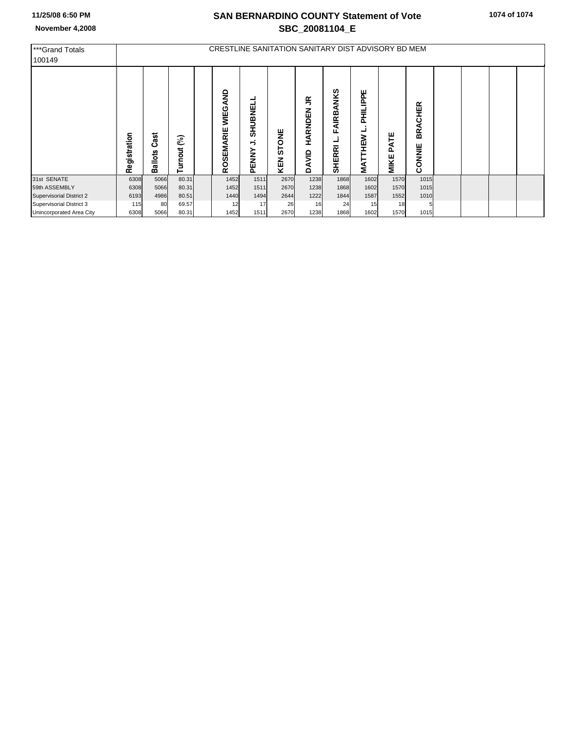## SAN BERNARDINO COUNTY Statement of Vote

## SBC_20081104_E

November 4,2008

***Grand Totals
100149

CRESTLINE SANITATION SANITARY DIST ADVISORY BD MEM

| | Registration | Ballots Cast | Turnout (%) | | ROSEMARIE WIEGAND | PENNY J. SHUBNELL | KEN STONE | DAVID HARNDEN JR | SHERRI L. FAIRBANKS | MATTHEW L. PHILIPPE | MIKE PATE | CONNIE BRACHER | | | | |
|---|---|---|---|---|---|---|---|---|---|---|---|---|---|---|---|---|
| 31st SENATE | 6308 | 5066 | 80.31 | | 1452 | 1511 | 2670 | 1238 | 1868 | 1602 | 1570 | 1015 | | | | |
| 59th ASSEMBLY | 6308 | 5066 | 80.31 | | 1452 | 1511 | 2670 | 1238 | 1868 | 1602 | 1570 | 1015 | | | | |
| Supervisorial District 2 | 6193 | 4986 | 80.51 | | 1440 | 1494 | 2644 | 1222 | 1844 | 1587 | 1552 | 1010 | | | | |
| Supervisorial District 3 | 115 | 80 | 69.57 | | 12 | 17 | 26 | 16 | 24 | 15 | 18 | 5 | | | | |
| Unincorporated Area City | 6308 | 5066 | 80.31 | | 1452 | 1511 | 2670 | 1238 | 1868 | 1602 | 1570 | 1015 | | | | |